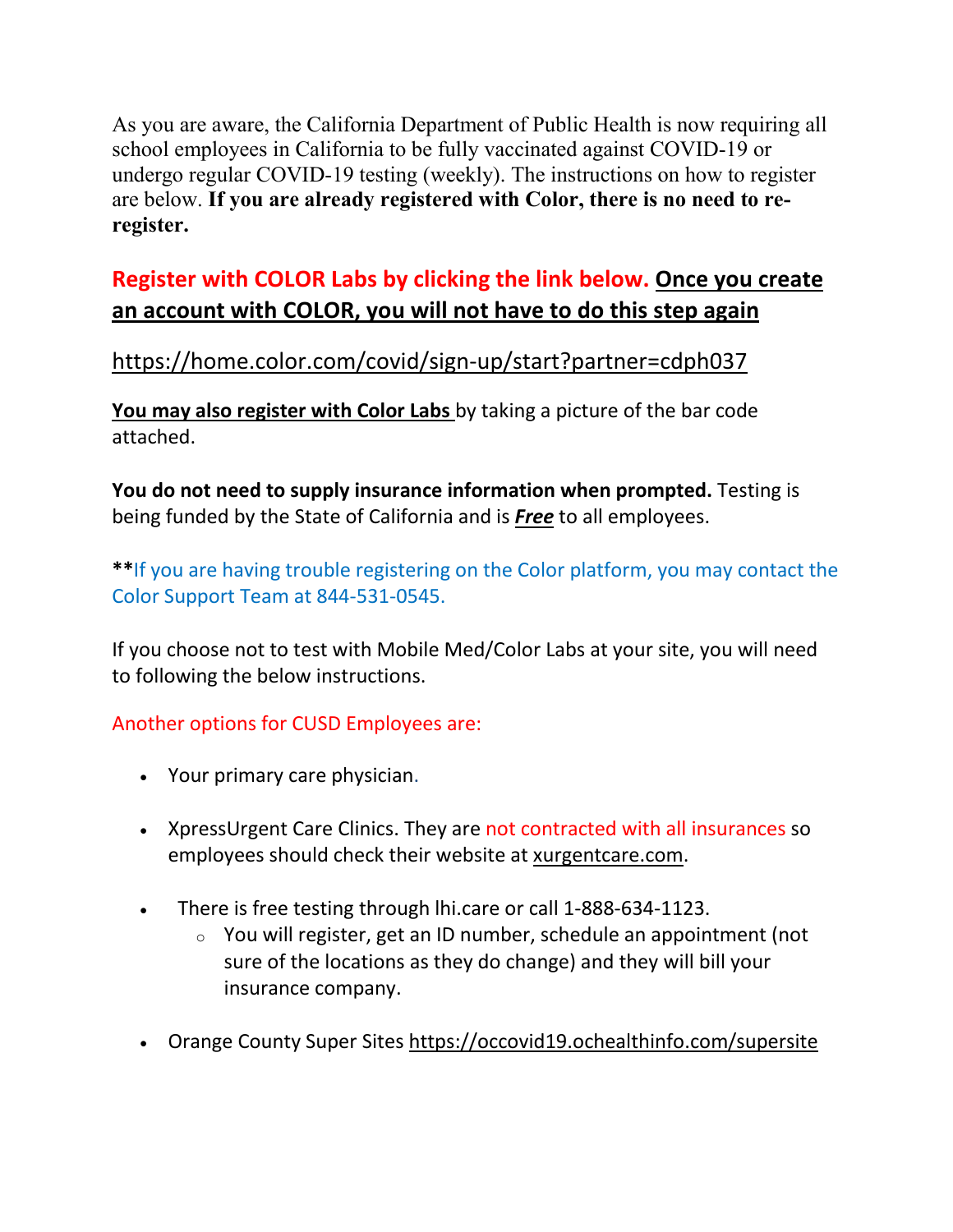As you are aware, the California Department of Public Health is now requiring all school employees in California to be fully vaccinated against COVID-19 or undergo regular COVID-19 testing (weekly). The instructions on how to register are below. **If you are already registered with Color, there is no need to re-register.**

**Register with COLOR Labs by clicking the link below. Once you create an account with COLOR, you will not have to do this step again**

https://home.color.com/covid/sign-up/start?partner=cdph037

**You may also register with Color Labs** by taking a picture of the bar code attached.

**You do not need to supply insurance information when prompted.** Testing is being funded by the State of California and is ***Free*** to all employees.

**If you are having trouble registering on the Color platform, you may contact the Color Support Team at 844-531-0545.

If you choose not to test with Mobile Med/Color Labs at your site, you will need to following the below instructions.

Another options for CUSD Employees are:

- Your primary care physician.
- XpressUrgent Care Clinics. They are not contracted with all insurances so employees should check their website at xurgentcare.com.
- There is free testing through lhi.care or call 1-888-634-1123.
  - You will register, get an ID number, schedule an appointment (not sure of the locations as they do change) and they will bill your insurance company.
- Orange County Super Sites https://occovid19.ochealthinfo.com/supersite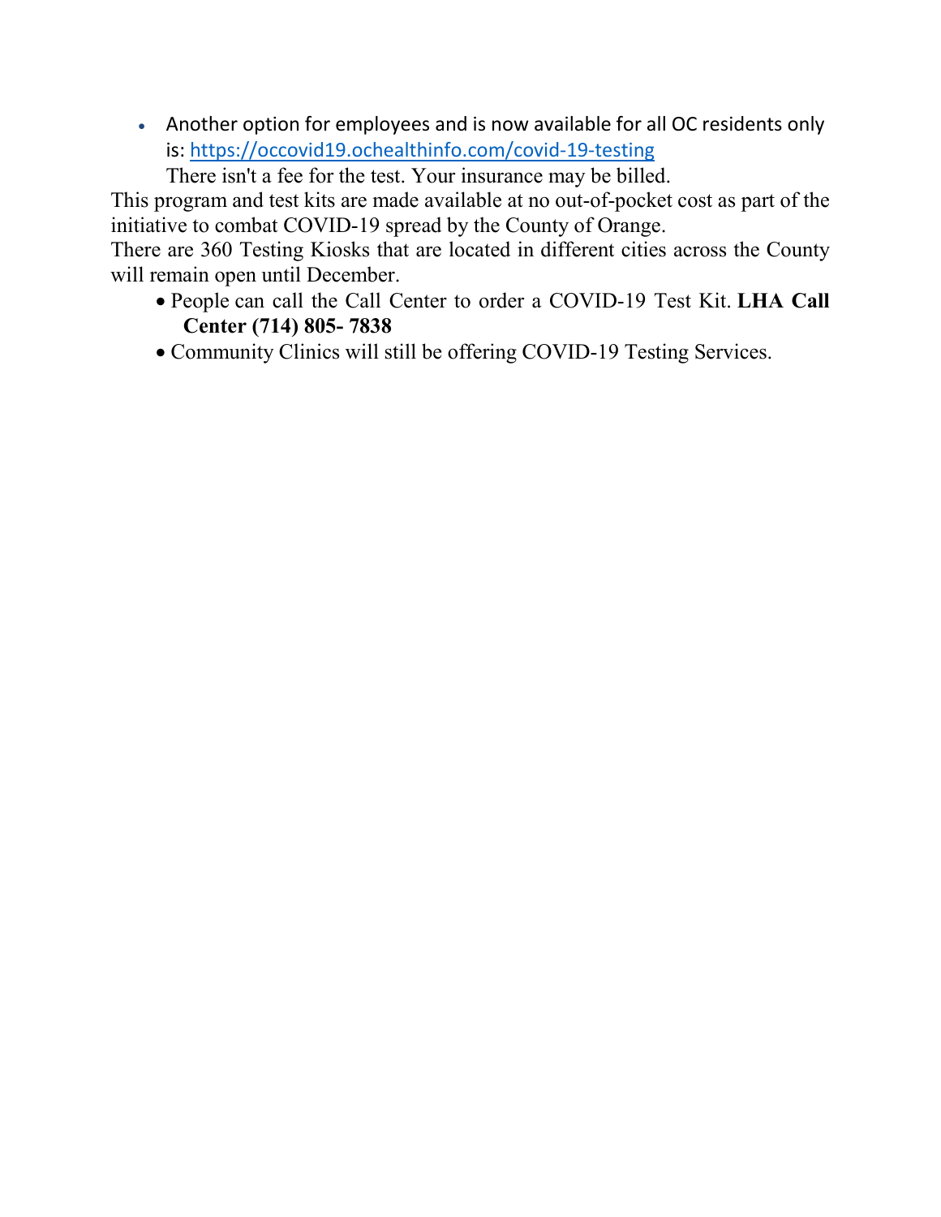- Another option for employees and is now available for all OC residents only is: [https://occovid19.ochealthinfo.com/covid-19-testing](https://occovid19.ochealthinfo.com/covid-19-testing)

  There isn't a fee for the test. Your insurance may be billed.

This program and test kits are made available at no out-of-pocket cost as part of the initiative to combat COVID-19 spread by the County of Orange.

There are 360 Testing Kiosks that are located in different cities across the County will remain open until December.

- People can call the Call Center to order a COVID-19 Test Kit. **LHA Call Center (714) 805- 7838**
- Community Clinics will still be offering COVID-19 Testing Services.